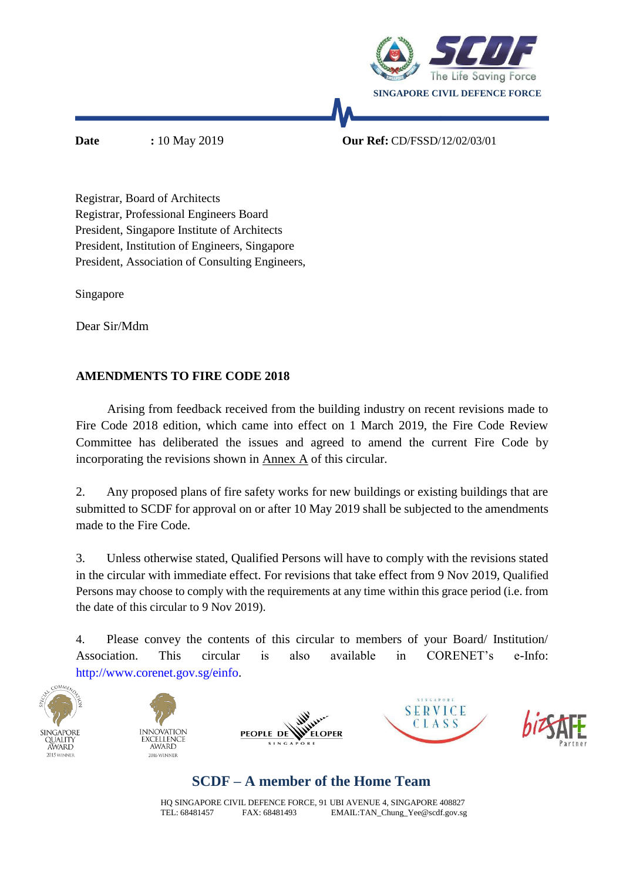SINGAPORE CIVIL DEFENCE FORCE

**Date** **:** 10 May 2019 **Our Ref:** CD/FSSD/12/02/03/01

Registrar, Board of Architects
Registrar, Professional Engineers Board
President, Singapore Institute of Architects
President, Institution of Engineers, Singapore
President, Association of Consulting Engineers,

Singapore

Dear Sir/Mdm

**AMENDMENTS TO FIRE CODE 2018**

Arising from feedback received from the building industry on recent revisions made to Fire Code 2018 edition, which came into effect on 1 March 2019, the Fire Code Review Committee has deliberated the issues and agreed to amend the current Fire Code by incorporating the revisions shown in Annex A of this circular.

2. Any proposed plans of fire safety works for new buildings or existing buildings that are submitted to SCDF for approval on or after 10 May 2019 shall be subjected to the amendments made to the Fire Code.

3. Unless otherwise stated, Qualified Persons will have to comply with the revisions stated in the circular with immediate effect. For revisions that take effect from 9 Nov 2019, Qualified Persons may choose to comply with the requirements at any time within this grace period (i.e. from the date of this circular to 9 Nov 2019).

4. Please convey the contents of this circular to members of your Board/ Institution/ Association. This circular is also available in CORENET's e-Info: http://www.corenet.gov.sg/einfo.

**SCDF – A member of the Home Team**

HQ SINGAPORE CIVIL DEFENCE FORCE, 91 UBI AVENUE 4, SINGAPORE 408827
TEL: 68481457 FAX: 68481493 EMAIL:TAN_Chung_Yee@scdf.gov.sg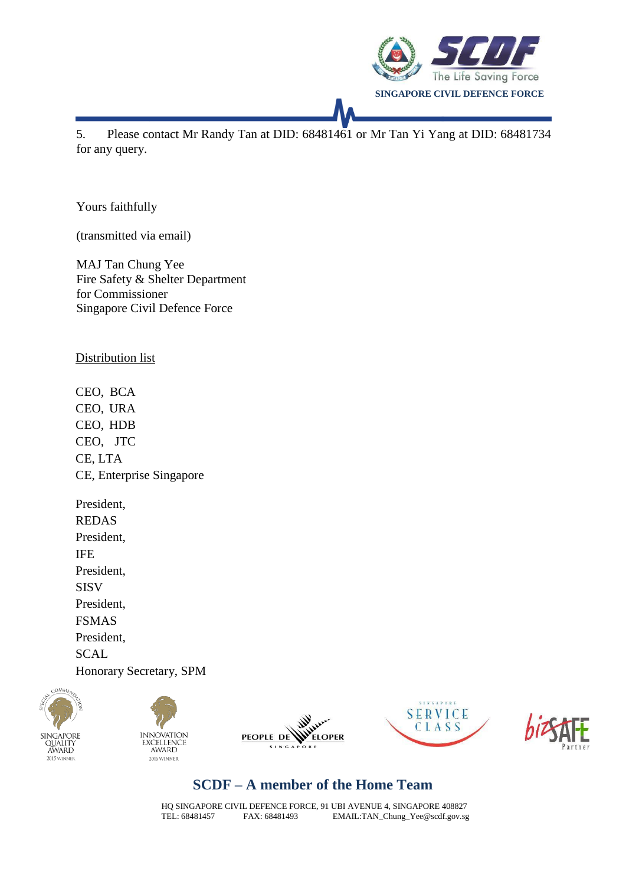5. Please contact Mr Randy Tan at DID: 68481461 or Mr Tan Yi Yang at DID: 68481734 for any query.

Yours faithfully

(transmitted via email)

MAJ Tan Chung Yee
Fire Safety & Shelter Department
for Commissioner
Singapore Civil Defence Force

Distribution list

CEO, BCA
CEO, URA
CEO, HDB
CEO, JTC
CE, LTA
CE, Enterprise Singapore

President,
REDAS
President,
IFE
President,
SISV
President,
FSMAS
President,
SCAL
Honorary Secretary, SPM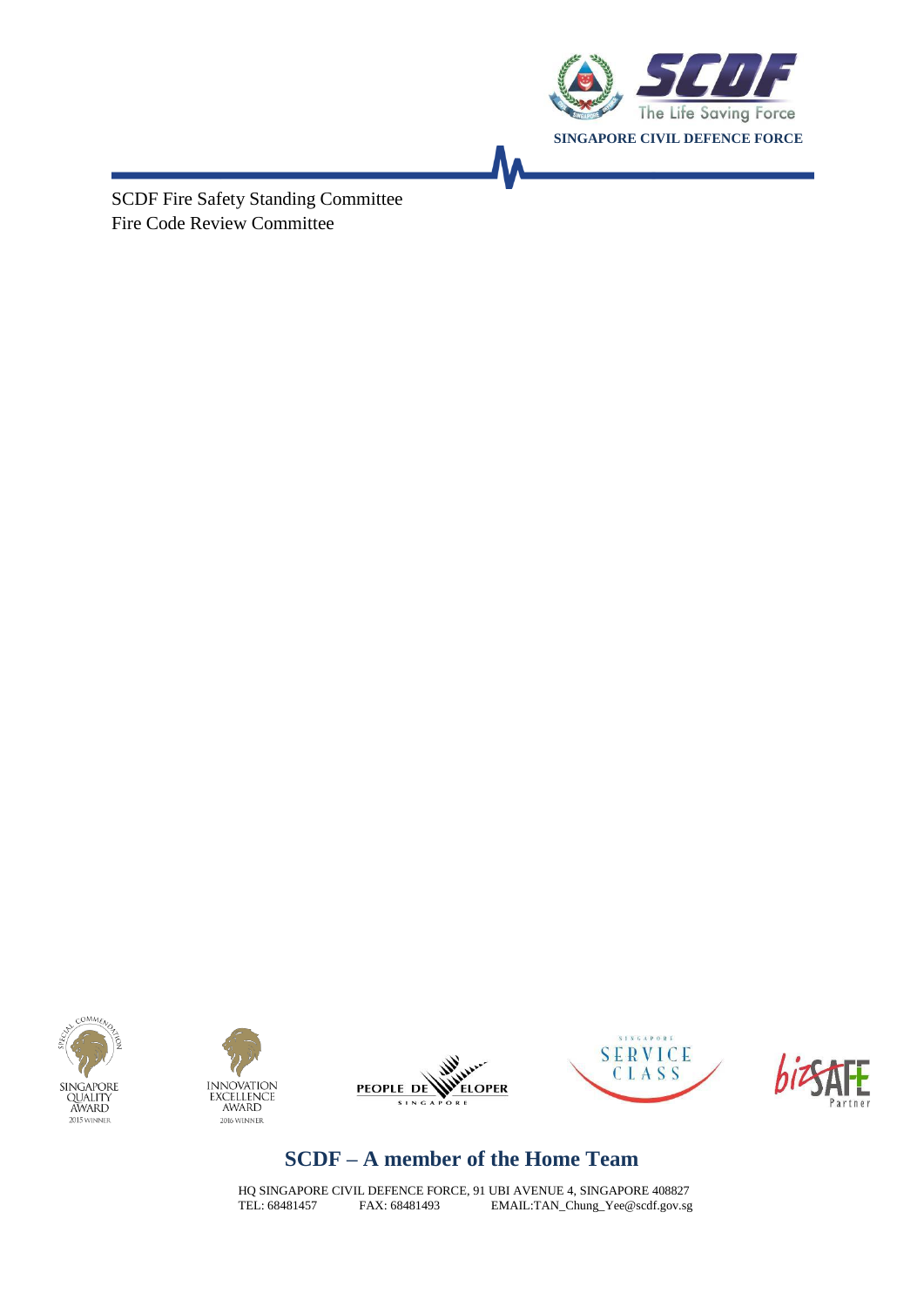SCDF Fire Safety Standing Committee
Fire Code Review Committee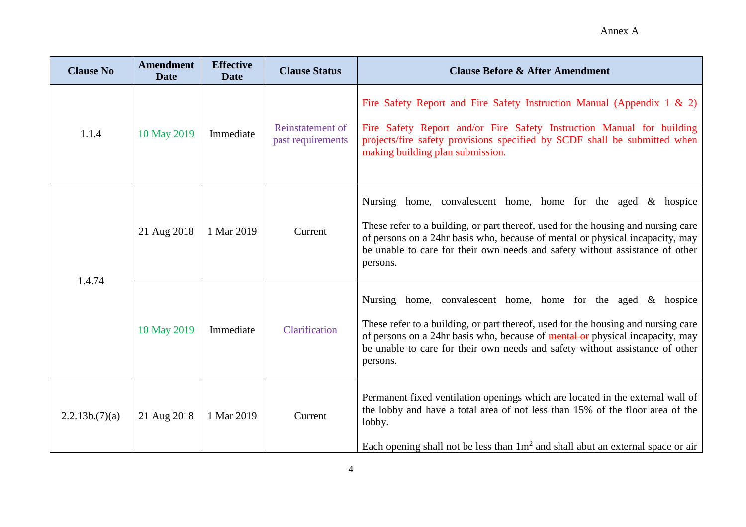Annex A

| Clause No | Amendment Date | Effective Date | Clause Status | Clause Before & After Amendment |
|---|---|---|---|---|
| 1.1.4 | 10 May 2019 | Immediate | Reinstatement of past requirements | Fire Safety Report and Fire Safety Instruction Manual (Appendix 1 & 2)<br><br>Fire Safety Report and/or Fire Safety Instruction Manual for building projects/fire safety provisions specified by SCDF shall be submitted when making building plan submission. |
| 1.4.74 | 21 Aug 2018 | 1 Mar 2019 | Current | Nursing home, convalescent home, home for the aged & hospice<br><br>These refer to a building, or part thereof, used for the housing and nursing care of persons on a 24hr basis who, because of mental or physical incapacity, may be unable to care for their own needs and safety without assistance of other persons. |
| | 10 May 2019 | Immediate | Clarification | Nursing home, convalescent home, home for the aged & hospice<br><br>These refer to a building, or part thereof, used for the housing and nursing care of persons on a 24hr basis who, because of ~~mental or~~ physical incapacity, may be unable to care for their own needs and safety without assistance of other persons. |
| 2.2.13b.(7)(a) | 21 Aug 2018 | 1 Mar 2019 | Current | Permanent fixed ventilation openings which are located in the external wall of the lobby and have a total area of not less than 15% of the floor area of the lobby.<br><br>Each opening shall not be less than $1m^2$ and shall abut an external space or air |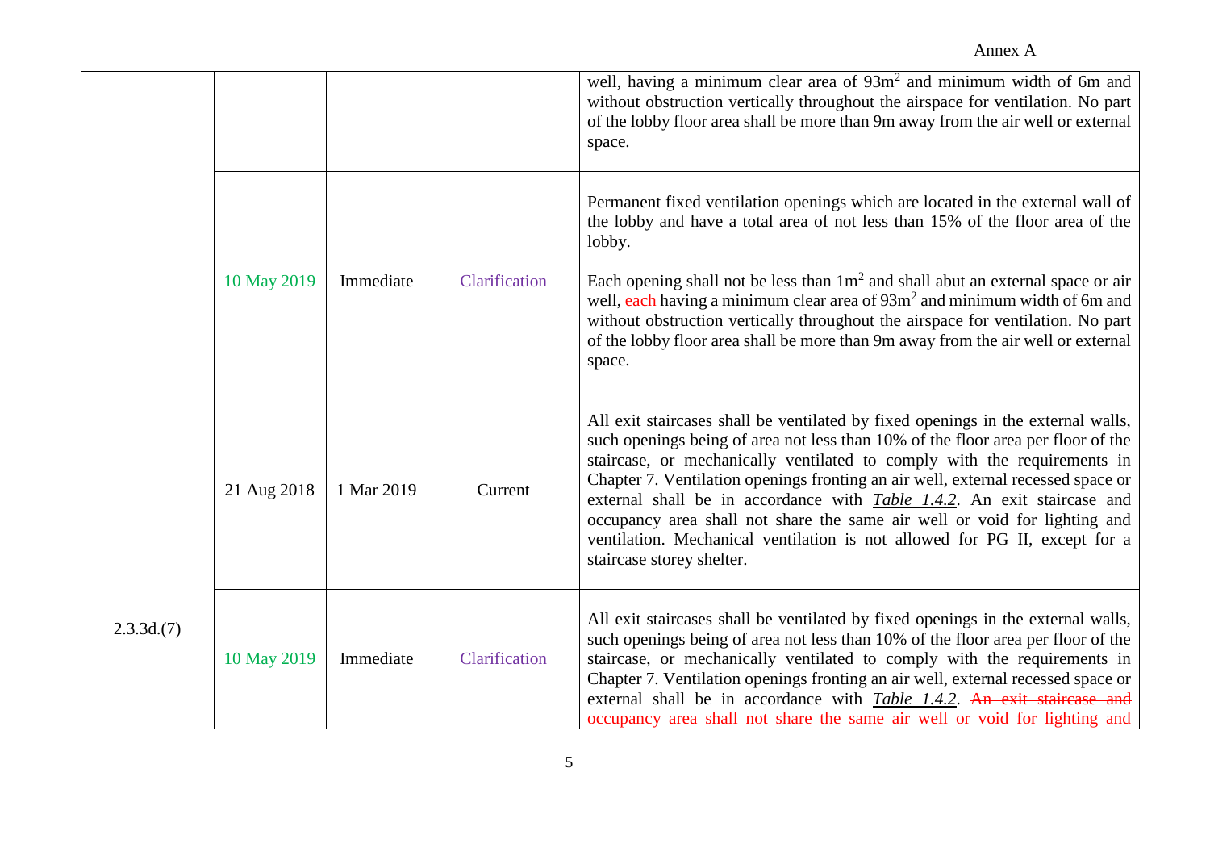| | | | | |
|---|---|---|---|---|
| | | | | well, having a minimum clear area of $93m^2$ and minimum width of 6m and without obstruction vertically throughout the airspace for ventilation. No part of the lobby floor area shall be more than 9m away from the air well or external space. |
| | 10 May 2019 | Immediate | Clarification | Permanent fixed ventilation openings which are located in the external wall of the lobby and have a total area of not less than 15% of the floor area of the lobby.<br><br>Each opening shall not be less than $1m^2$ and shall abut an external space or air well, each having a minimum clear area of $93m^2$ and minimum width of 6m and without obstruction vertically throughout the airspace for ventilation. No part of the lobby floor area shall be more than 9m away from the air well or external space. |
| 2.3.3d.(7) | 21 Aug 2018 | 1 Mar 2019 | Current | All exit staircases shall be ventilated by fixed openings in the external walls, such openings being of area not less than 10% of the floor area per floor of the staircase, or mechanically ventilated to comply with the requirements in Chapter 7. Ventilation openings fronting an air well, external recessed space or external shall be in accordance with ***Table 1.4.2***. An exit staircase and occupancy area shall not share the same air well or void for lighting and ventilation. Mechanical ventilation is not allowed for PG II, except for a staircase storey shelter. |
| | 10 May 2019 | Immediate | Clarification | All exit staircases shall be ventilated by fixed openings in the external walls, such openings being of area not less than 10% of the floor area per floor of the staircase, or mechanically ventilated to comply with the requirements in Chapter 7. Ventilation openings fronting an air well, external recessed space or external shall be in accordance with ***Table 1.4.2***. ~~An exit staircase and occupancy area shall not share the same air well or void for lighting and~~ |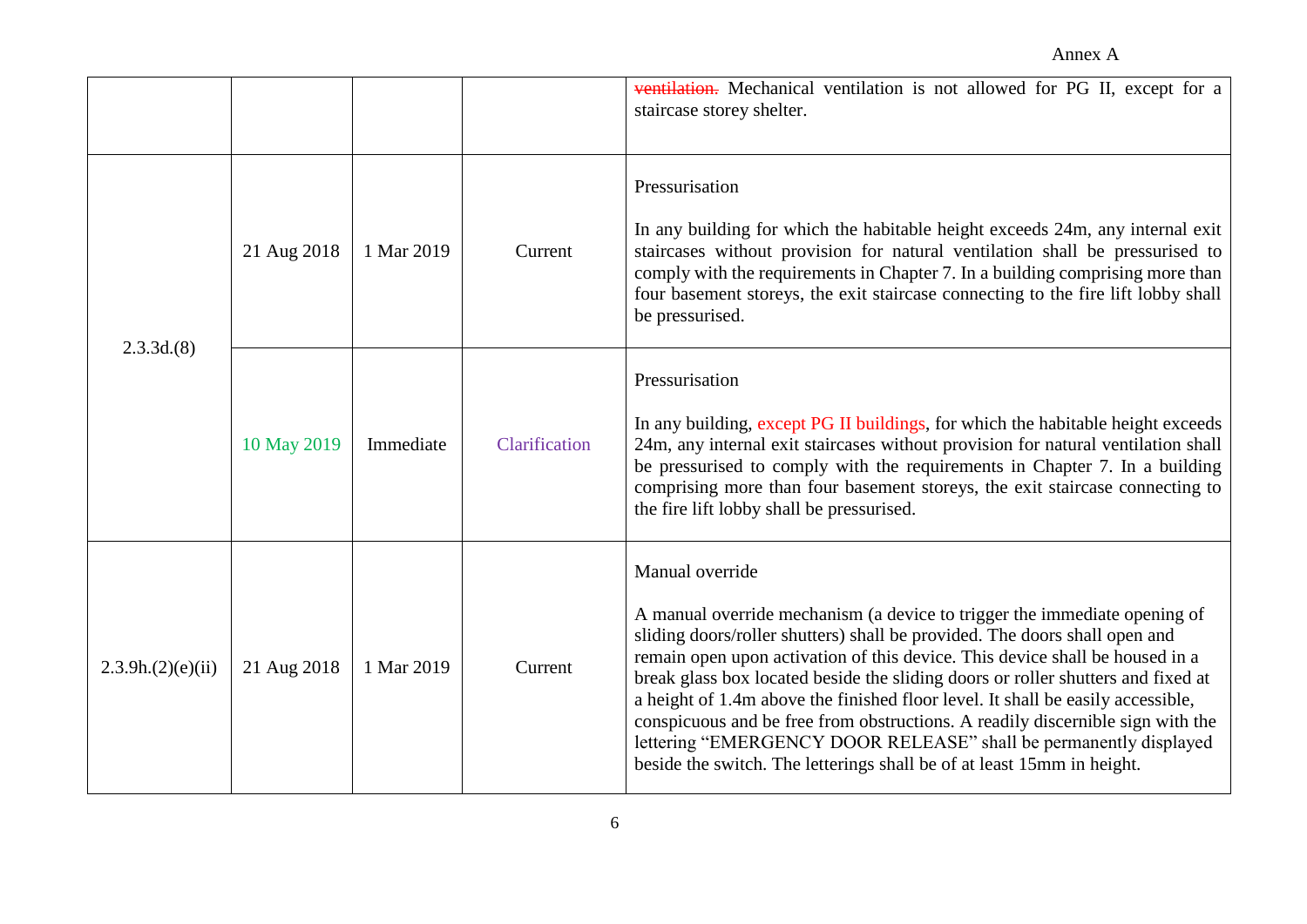Annex A

| | | | | |
|---|---|---|---|---|
| | | | | ~~ventilation.~~ Mechanical ventilation is not allowed for PG II, except for a staircase storey shelter. |
| 2.3.3d.(8) | 21 Aug 2018 | 1 Mar 2019 | Current | Pressurisation<br><br>In any building for which the habitable height exceeds 24m, any internal exit staircases without provision for natural ventilation shall be pressurised to comply with the requirements in Chapter 7. In a building comprising more than four basement storeys, the exit staircase connecting to the fire lift lobby shall be pressurised. |
| | 10 May 2019 | Immediate | Clarification | Pressurisation<br><br>In any building, except PG II buildings, for which the habitable height exceeds 24m, any internal exit staircases without provision for natural ventilation shall be pressurised to comply with the requirements in Chapter 7. In a building comprising more than four basement storeys, the exit staircase connecting to the fire lift lobby shall be pressurised. |
| 2.3.9h.(2)(e)(ii) | 21 Aug 2018 | 1 Mar 2019 | Current | Manual override<br><br>A manual override mechanism (a device to trigger the immediate opening of sliding doors/roller shutters) shall be provided. The doors shall open and remain open upon activation of this device. This device shall be housed in a break glass box located beside the sliding doors or roller shutters and fixed at a height of 1.4m above the finished floor level. It shall be easily accessible, conspicuous and be free from obstructions. A readily discernible sign with the lettering "EMERGENCY DOOR RELEASE" shall be permanently displayed beside the switch. The letterings shall be of at least 15mm in height. |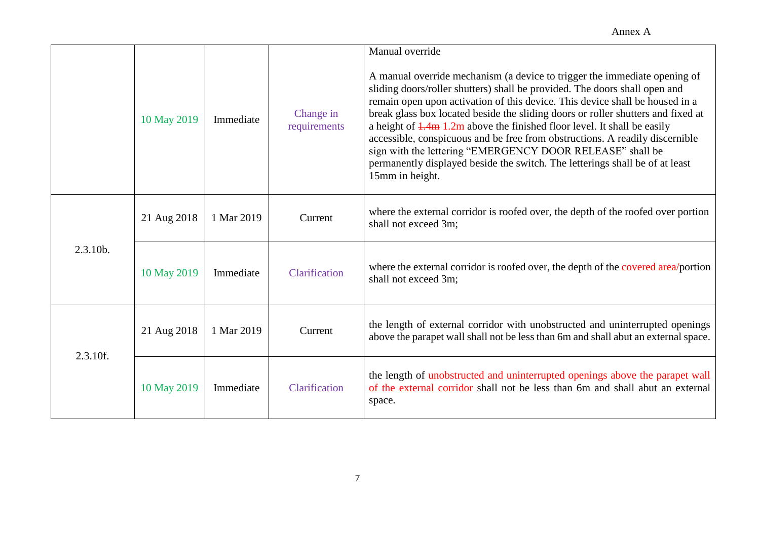Annex A

| | | | | |
|---|---|---|---|---|
| | 10 May 2019 | Immediate | Change in requirements | Manual override<br><br>A manual override mechanism (a device to trigger the immediate opening of sliding doors/roller shutters) shall be provided. The doors shall open and remain open upon activation of this device. This device shall be housed in a break glass box located beside the sliding doors or roller shutters and fixed at a height of ~~1.4m~~ 1.2m above the finished floor level. It shall be easily accessible, conspicuous and be free from obstructions. A readily discernible sign with the lettering "EMERGENCY DOOR RELEASE" shall be permanently displayed beside the switch. The letterings shall be of at least 15mm in height. |
| 2.3.10b. | 21 Aug 2018 | 1 Mar 2019 | Current | where the external corridor is roofed over, the depth of the roofed over portion shall not exceed 3m; |
| | 10 May 2019 | Immediate | Clarification | where the external corridor is roofed over, the depth of the covered area/portion shall not exceed 3m; |
| 2.3.10f. | 21 Aug 2018 | 1 Mar 2019 | Current | the length of external corridor with unobstructed and uninterrupted openings above the parapet wall shall not be less than 6m and shall abut an external space. |
| | 10 May 2019 | Immediate | Clarification | the length of unobstructed and uninterrupted openings above the parapet wall of the external corridor shall not be less than 6m and shall abut an external space. |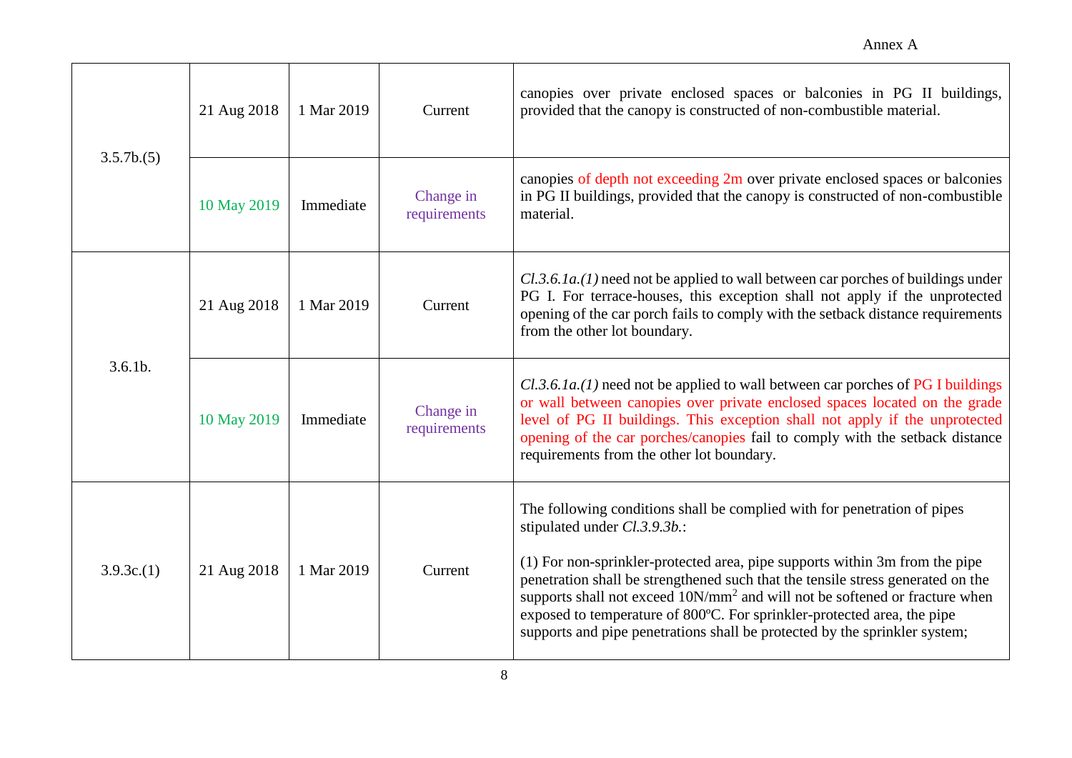| 3.5.7b.(5) | 21 Aug 2018 | 1 Mar 2019 | Current | canopies over private enclosed spaces or balconies in PG II buildings, provided that the canopy is constructed of non-combustible material. |
|---|---|---|---|---|
| | 10 May 2019 | Immediate | Change in requirements | canopies of depth not exceeding 2m over private enclosed spaces or balconies in PG II buildings, provided that the canopy is constructed of non-combustible material. |
| 3.6.1b. | 21 Aug 2018 | 1 Mar 2019 | Current | *Cl.3.6.1a.(1)* need not be applied to wall between car porches of buildings under PG I. For terrace-houses, this exception shall not apply if the unprotected opening of the car porch fails to comply with the setback distance requirements from the other lot boundary. |
| | 10 May 2019 | Immediate | Change in requirements | *Cl.3.6.1a.(1)* need not be applied to wall between car porches of PG I buildings or wall between canopies over private enclosed spaces located on the grade level of PG II buildings. This exception shall not apply if the unprotected opening of the car porches/canopies fail to comply with the setback distance requirements from the other lot boundary. |
| 3.9.3c.(1) | 21 Aug 2018 | 1 Mar 2019 | Current | The following conditions shall be complied with for penetration of pipes stipulated under *Cl.3.9.3b.*:<br><br>(1) For non-sprinkler-protected area, pipe supports within 3m from the pipe penetration shall be strengthened such that the tensile stress generated on the supports shall not exceed $10N/mm^2$ and will not be softened or fracture when exposed to temperature of 800ºC. For sprinkler-protected area, the pipe supports and pipe penetrations shall be protected by the sprinkler system; |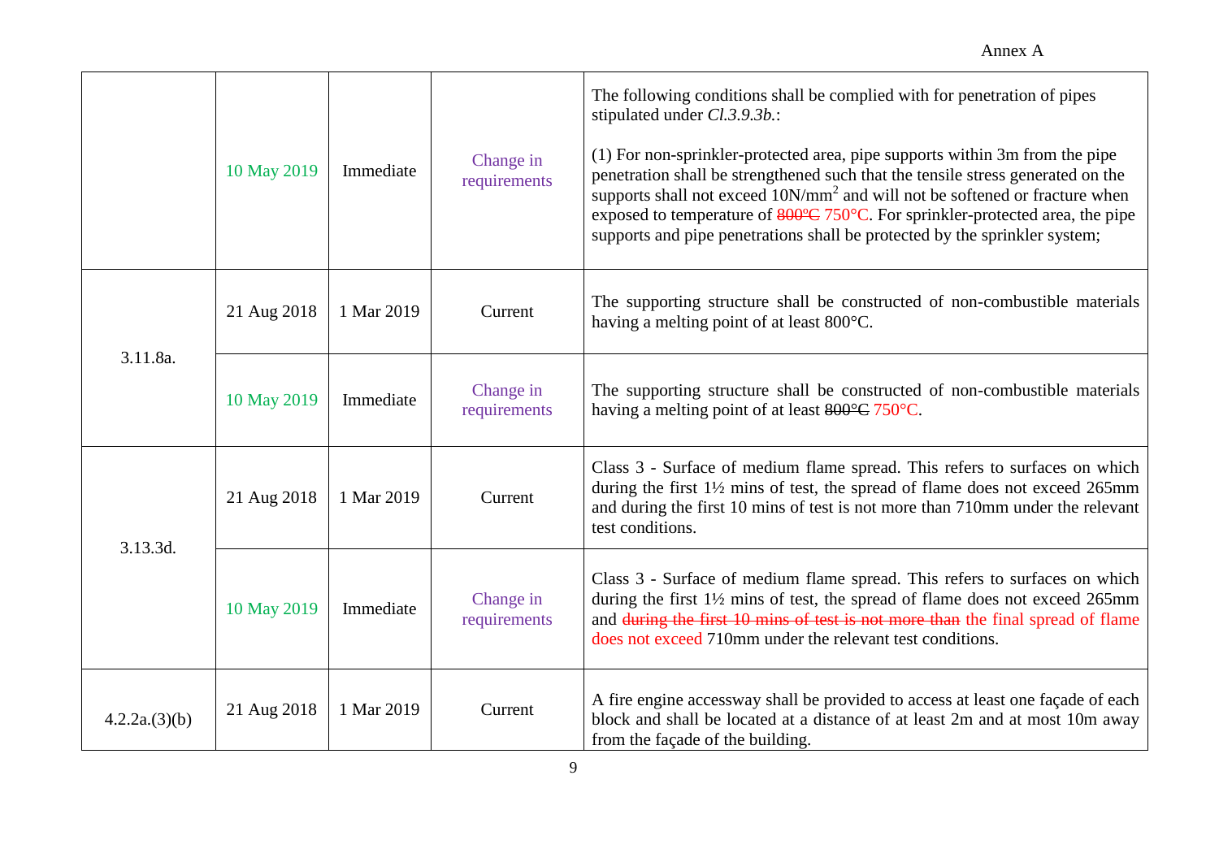| | | | | |
|---|---|---|---|---|
| | 10 May 2019 | Immediate | Change in requirements | The following conditions shall be complied with for penetration of pipes stipulated under *Cl.3.9.3b.*:<br><br>(1) For non-sprinkler-protected area, pipe supports within 3m from the pipe penetration shall be strengthened such that the tensile stress generated on the supports shall not exceed 10N/mm$^2$ and will not be softened or fracture when exposed to temperature of ~~800ºC~~ 750°C. For sprinkler-protected area, the pipe supports and pipe penetrations shall be protected by the sprinkler system; |
| 3.11.8a. | 21 Aug 2018 | 1 Mar 2019 | Current | The supporting structure shall be constructed of non-combustible materials having a melting point of at least 800°C. |
| | 10 May 2019 | Immediate | Change in requirements | The supporting structure shall be constructed of non-combustible materials having a melting point of at least ~~800ºC~~ 750°C. |
| 3.13.3d. | 21 Aug 2018 | 1 Mar 2019 | Current | Class 3 - Surface of medium flame spread. This refers to surfaces on which during the first 1½ mins of test, the spread of flame does not exceed 265mm and during the first 10 mins of test is not more than 710mm under the relevant test conditions. |
| | 10 May 2019 | Immediate | Change in requirements | Class 3 - Surface of medium flame spread. This refers to surfaces on which during the first 1½ mins of test, the spread of flame does not exceed 265mm and ~~during the first 10 mins of test is not more than~~ the final spread of flame does not exceed 710mm under the relevant test conditions. |
| 4.2.2a.(3)(b) | 21 Aug 2018 | 1 Mar 2019 | Current | A fire engine accessway shall be provided to access at least one façade of each block and shall be located at a distance of at least 2m and at most 10m away from the façade of the building. |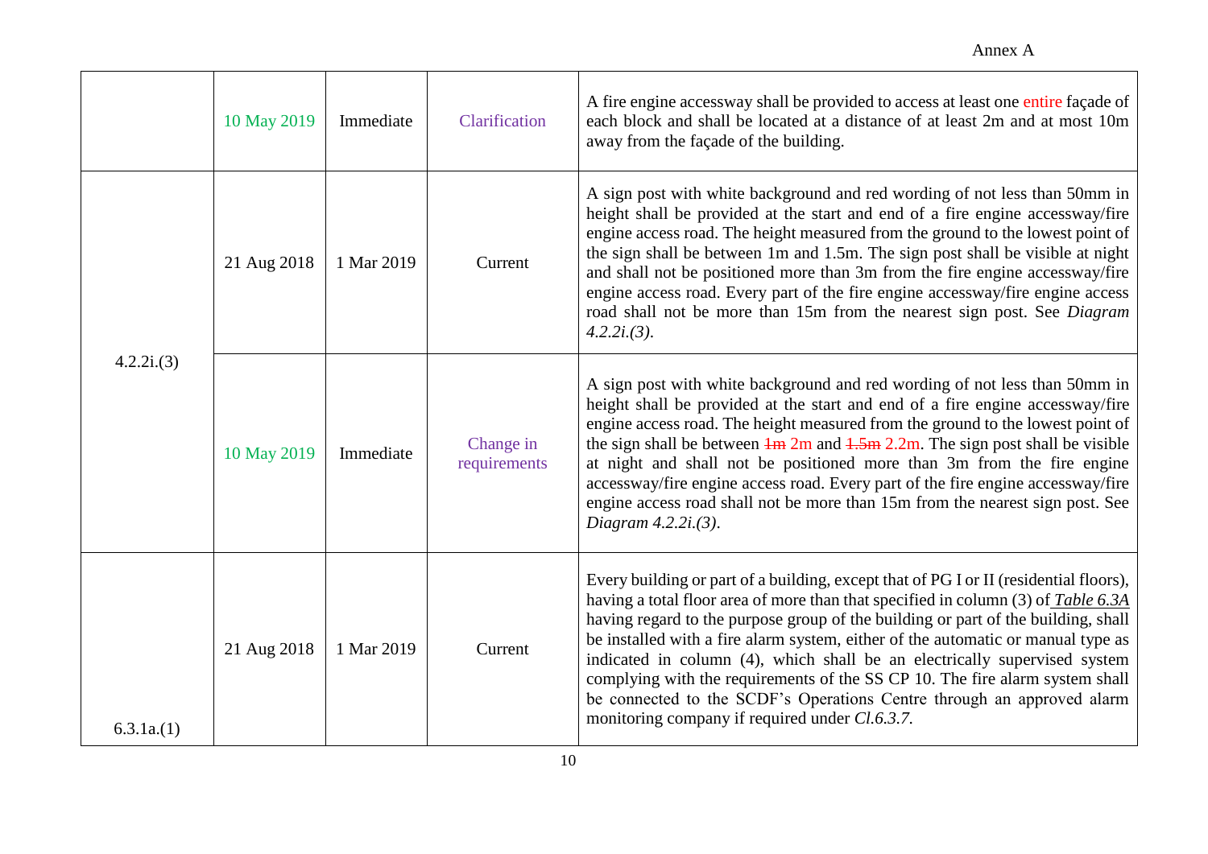Annex A

| | | | | |
|---|---|---|---|---|
| | 10 May 2019 | Immediate | Clarification | A fire engine accessway shall be provided to access at least one entire façade of each block and shall be located at a distance of at least 2m and at most 10m away from the façade of the building. |
| 4.2.2i.(3) | 21 Aug 2018 | 1 Mar 2019 | Current | A sign post with white background and red wording of not less than 50mm in height shall be provided at the start and end of a fire engine accessway/fire engine access road. The height measured from the ground to the lowest point of the sign shall be between 1m and 1.5m. The sign post shall be visible at night and shall not be positioned more than 3m from the fire engine accessway/fire engine access road. Every part of the fire engine accessway/fire engine access road shall not be more than 15m from the nearest sign post. See *Diagram 4.2.2i.(3)*. |
| | 10 May 2019 | Immediate | Change in requirements | A sign post with white background and red wording of not less than 50mm in height shall be provided at the start and end of a fire engine accessway/fire engine access road. The height measured from the ground to the lowest point of the sign shall be between ~~1m~~ 2m and ~~1.5m~~ 2.2m. The sign post shall be visible at night and shall not be positioned more than 3m from the fire engine accessway/fire engine access road. Every part of the fire engine accessway/fire engine access road shall not be more than 15m from the nearest sign post. See *Diagram 4.2.2i.(3)*. |
| 6.3.1a.(1) | 21 Aug 2018 | 1 Mar 2019 | Current | Every building or part of a building, except that of PG I or II (residential floors), having a total floor area of more than that specified in column (3) of *Table 6.3A* having regard to the purpose group of the building or part of the building, shall be installed with a fire alarm system, either of the automatic or manual type as indicated in column (4), which shall be an electrically supervised system complying with the requirements of the SS CP 10. The fire alarm system shall be connected to the SCDF's Operations Centre through an approved alarm monitoring company if required under *Cl.6.3.7*. |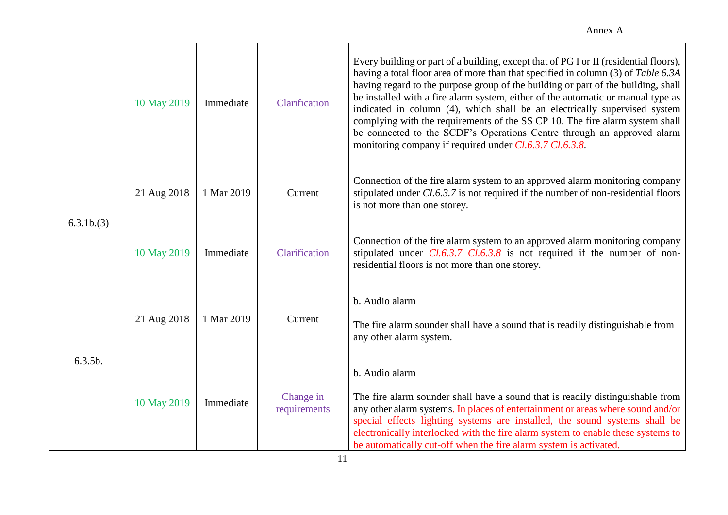| | | | | |
|---|---|---|---|---|
| | 10 May 2019 | Immediate | Clarification | Every building or part of a building, except that of PG I or II (residential floors), having a total floor area of more than that specified in column (3) of *Table 6.3A* having regard to the purpose group of the building or part of the building, shall be installed with a fire alarm system, either of the automatic or manual type as indicated in column (4), which shall be an electrically supervised system complying with the requirements of the SS CP 10. The fire alarm system shall be connected to the SCDF's Operations Centre through an approved alarm monitoring company if required under ~~*Cl.6.3.7*~~ *Cl.6.3.8*. |
| 6.3.1b.(3) | 21 Aug 2018 | 1 Mar 2019 | Current | Connection of the fire alarm system to an approved alarm monitoring company stipulated under *Cl.6.3.7* is not required if the number of non-residential floors is not more than one storey. |
| | 10 May 2019 | Immediate | Clarification | Connection of the fire alarm system to an approved alarm monitoring company stipulated under ~~*Cl.6.3.7*~~ *Cl.6.3.8* is not required if the number of non-residential floors is not more than one storey. |
| 6.3.5b. | 21 Aug 2018 | 1 Mar 2019 | Current | b. Audio alarm<br><br>The fire alarm sounder shall have a sound that is readily distinguishable from any other alarm system. |
| | 10 May 2019 | Immediate | Change in requirements | b. Audio alarm<br><br>The fire alarm sounder shall have a sound that is readily distinguishable from any other alarm systems. In places of entertainment or areas where sound and/or special effects lighting systems are installed, the sound systems shall be electronically interlocked with the fire alarm system to enable these systems to be automatically cut-off when the fire alarm system is activated. |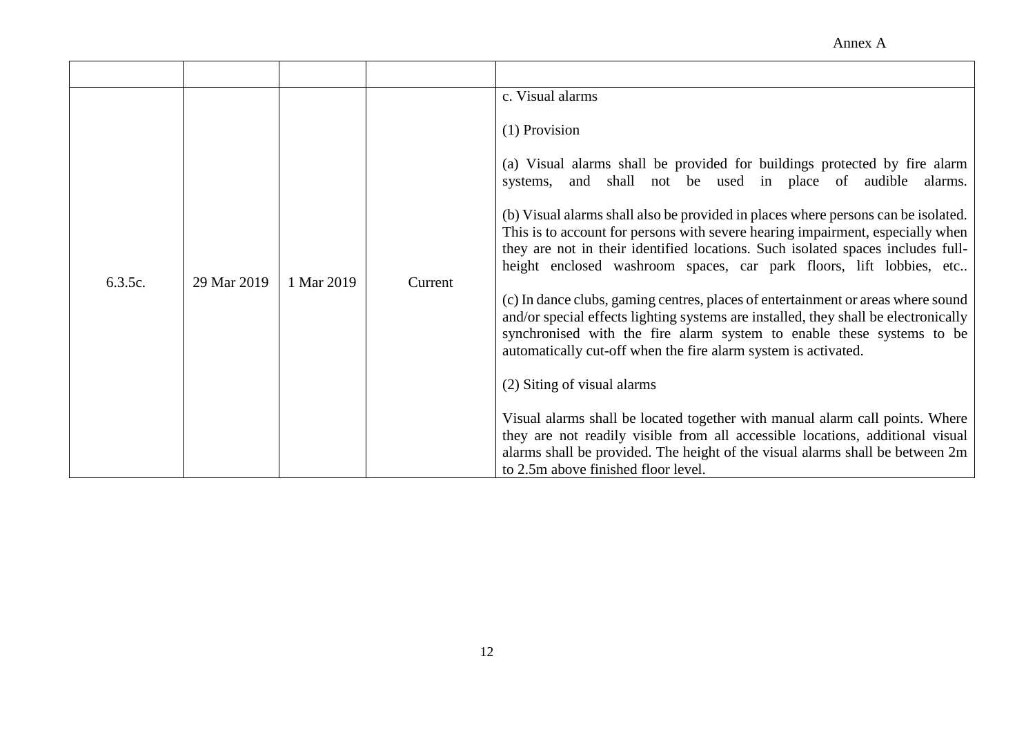| | | | | |
|---|---|---|---|---|
| 6.3.5c. | 29 Mar 2019 | 1 Mar 2019 | Current | c. Visual alarms<br><br>(1) Provision<br><br>(a) Visual alarms shall be provided for buildings protected by fire alarm systems, and shall not be used in place of audible alarms.<br><br>(b) Visual alarms shall also be provided in places where persons can be isolated. This is to account for persons with severe hearing impairment, especially when they are not in their identified locations. Such isolated spaces includes full-height enclosed washroom spaces, car park floors, lift lobbies, etc..<br><br>(c) In dance clubs, gaming centres, places of entertainment or areas where sound and/or special effects lighting systems are installed, they shall be electronically synchronised with the fire alarm system to enable these systems to be automatically cut-off when the fire alarm system is activated.<br><br>(2) Siting of visual alarms<br><br>Visual alarms shall be located together with manual alarm call points. Where they are not readily visible from all accessible locations, additional visual alarms shall be provided. The height of the visual alarms shall be between 2m to 2.5m above finished floor level. |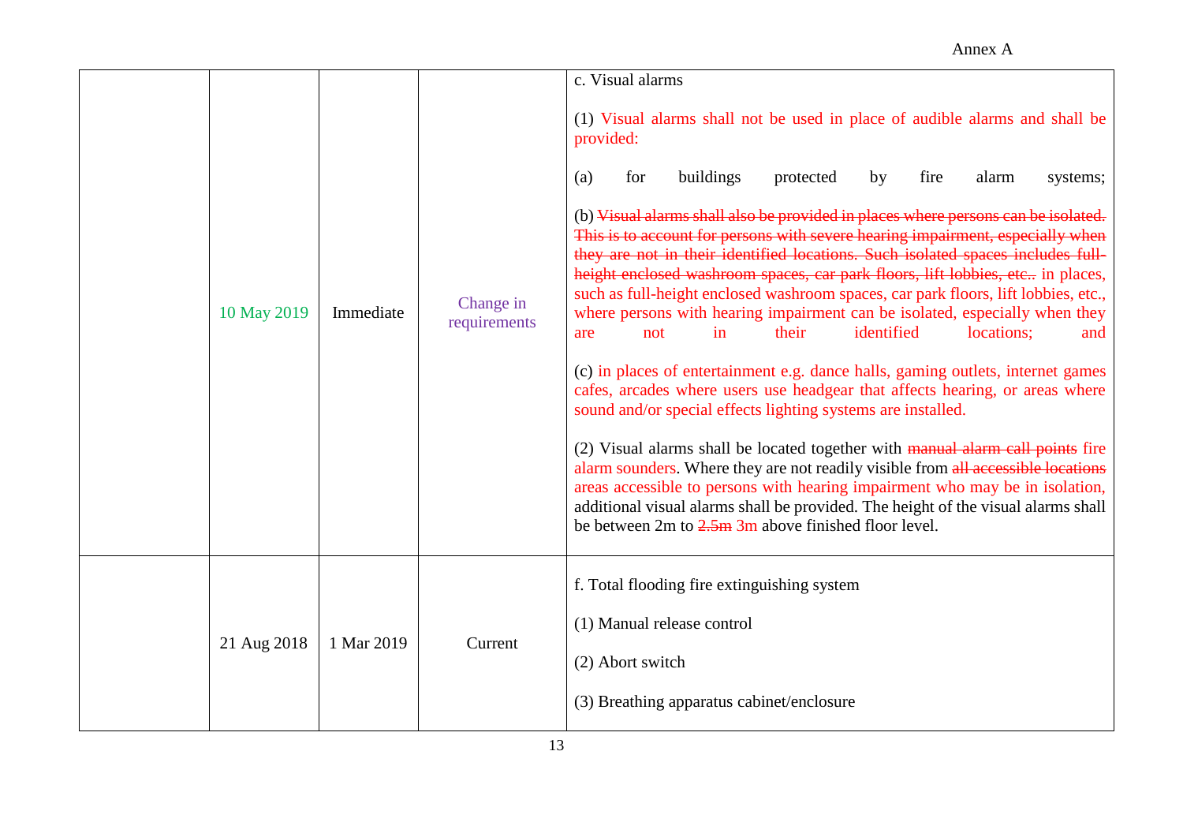| | | | | |
|---|---|---|---|---|
| | 10 May 2019 | Immediate | Change in requirements | c. Visual alarms<br><br>(1) Visual alarms shall not be used in place of audible alarms and shall be provided:<br><br>(a) for buildings protected by fire alarm systems;<br><br>(b) ~~Visual alarms shall also be provided in places where persons can be isolated. This is to account for persons with severe hearing impairment, especially when they are not in their identified locations. Such isolated spaces includes full-height enclosed washroom spaces, car park floors, lift lobbies, etc..~~ in places, such as full-height enclosed washroom spaces, car park floors, lift lobbies, etc., where persons with hearing impairment can be isolated, especially when they are not in their identified locations; and<br><br>(c) in places of entertainment e.g. dance halls, gaming outlets, internet games cafes, arcades where users use headgear that affects hearing, or areas where sound and/or special effects lighting systems are installed.<br><br>(2) Visual alarms shall be located together with ~~manual alarm call points~~ fire alarm sounders. Where they are not readily visible from ~~all accessible locations~~ areas accessible to persons with hearing impairment who may be in isolation, additional visual alarms shall be provided. The height of the visual alarms shall be between 2m to ~~2.5m~~ 3m above finished floor level. |
| | 21 Aug 2018 | 1 Mar 2019 | Current | f. Total flooding fire extinguishing system<br><br>(1) Manual release control<br><br>(2) Abort switch<br><br>(3) Breathing apparatus cabinet/enclosure |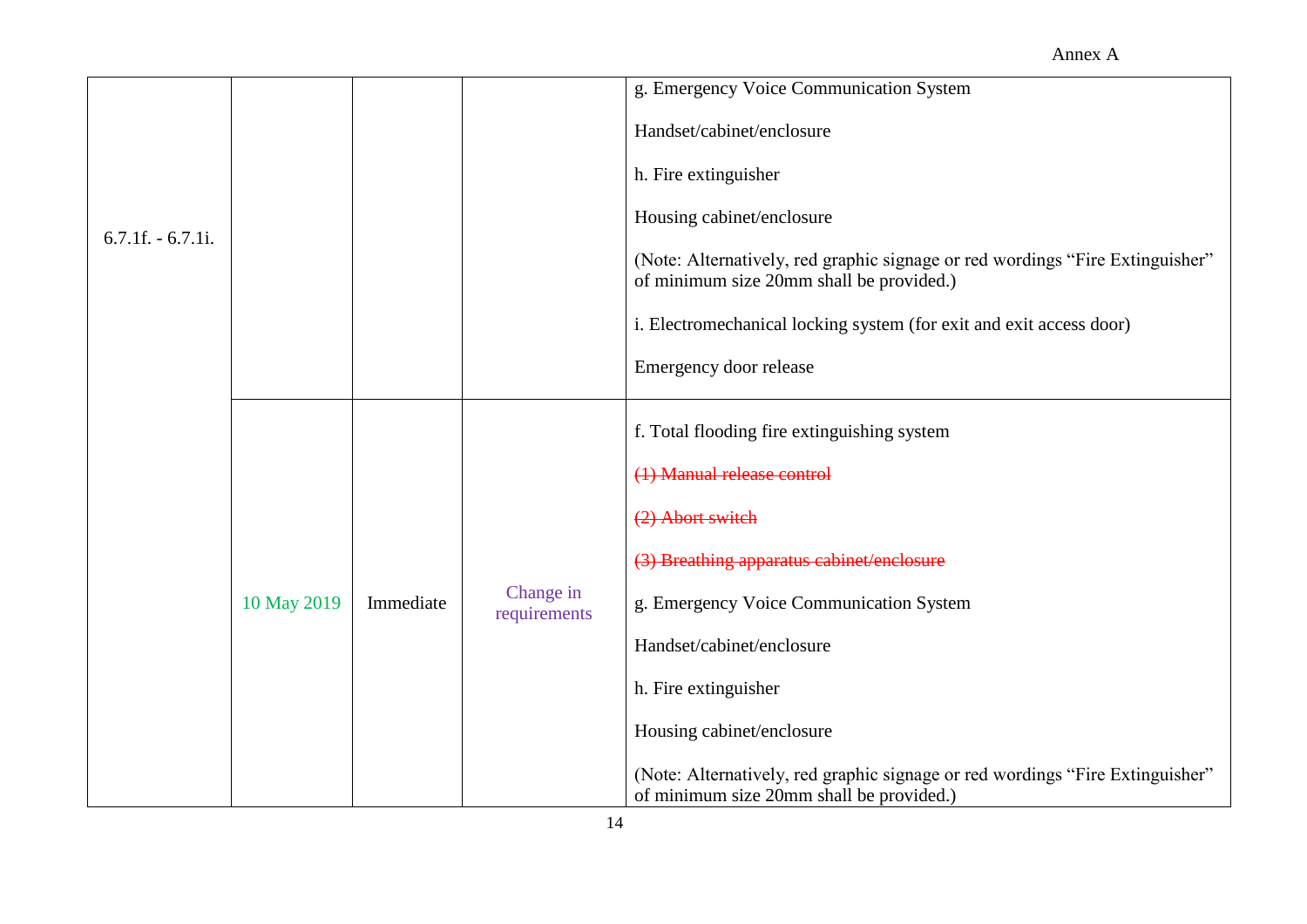Annex A

| | | | | |
|---|---|---|---|---|
| 6.7.1f. - 6.7.1i. | | | | g. Emergency Voice Communication System<br><br>Handset/cabinet/enclosure<br><br>h. Fire extinguisher<br><br>Housing cabinet/enclosure<br><br>(Note: Alternatively, red graphic signage or red wordings "Fire Extinguisher" of minimum size 20mm shall be provided.)<br><br>i. Electromechanical locking system (for exit and exit access door)<br><br>Emergency door release |
| | 10 May 2019 | Immediate | Change in requirements | f. Total flooding fire extinguishing system<br><br>~~(1) Manual release control~~<br><br>~~(2) Abort switch~~<br><br>~~(3) Breathing apparatus cabinet/enclosure~~<br><br>g. Emergency Voice Communication System<br><br>Handset/cabinet/enclosure<br><br>h. Fire extinguisher<br><br>Housing cabinet/enclosure<br><br>(Note: Alternatively, red graphic signage or red wordings "Fire Extinguisher" of minimum size 20mm shall be provided.) |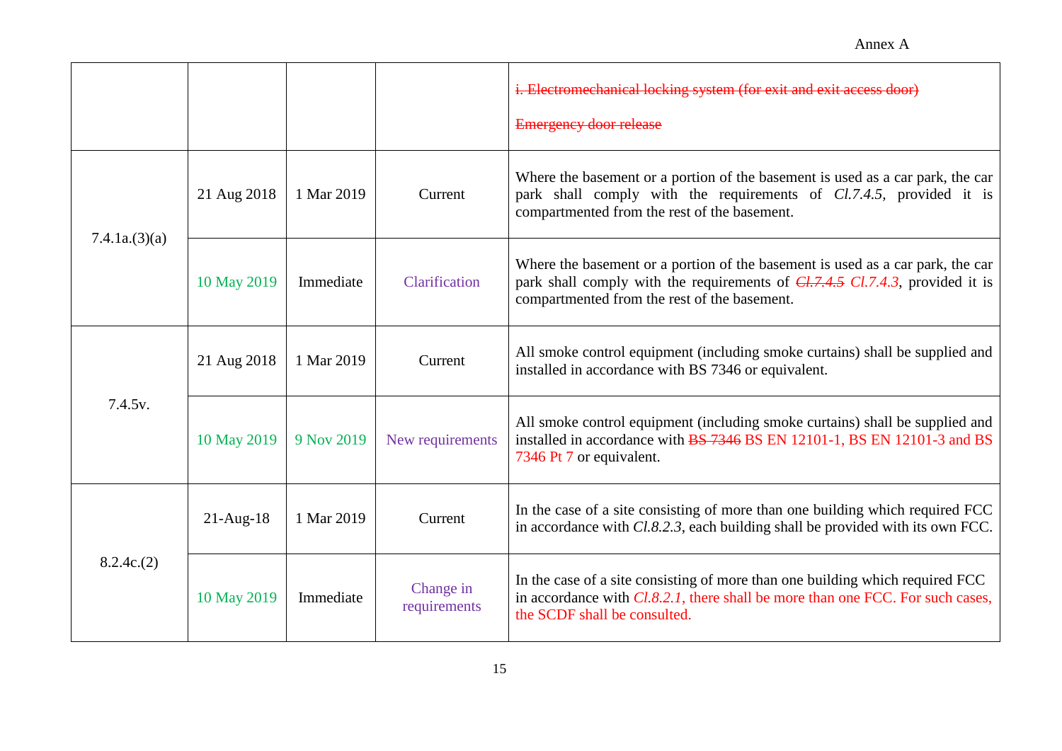Annex A

| | | | | |
|---|---|---|---|---|
| | | | | ~~i. Electromechanical locking system (for exit and exit access door)~~<br><br>~~Emergency door release~~ |
| 7.4.1a.(3)(a) | 21 Aug 2018 | 1 Mar 2019 | Current | Where the basement or a portion of the basement is used as a car park, the car park shall comply with the requirements of *Cl.7.4.5*, provided it is compartmented from the rest of the basement. |
| | 10 May 2019 | Immediate | Clarification | Where the basement or a portion of the basement is used as a car park, the car park shall comply with the requirements of ~~*Cl.7.4.5*~~ *Cl.7.4.3*, provided it is compartmented from the rest of the basement. |
| 7.4.5v. | 21 Aug 2018 | 1 Mar 2019 | Current | All smoke control equipment (including smoke curtains) shall be supplied and installed in accordance with BS 7346 or equivalent. |
| | 10 May 2019 | 9 Nov 2019 | New requirements | All smoke control equipment (including smoke curtains) shall be supplied and installed in accordance with ~~BS 7346~~ BS EN 12101-1, BS EN 12101-3 and BS 7346 Pt 7 or equivalent. |
| 8.2.4c.(2) | 21-Aug-18 | 1 Mar 2019 | Current | In the case of a site consisting of more than one building which required FCC in accordance with *Cl.8.2.3*, each building shall be provided with its own FCC. |
| | 10 May 2019 | Immediate | Change in requirements | In the case of a site consisting of more than one building which required FCC in accordance with *Cl.8.2.1*, there shall be more than one FCC. For such cases, the SCDF shall be consulted. |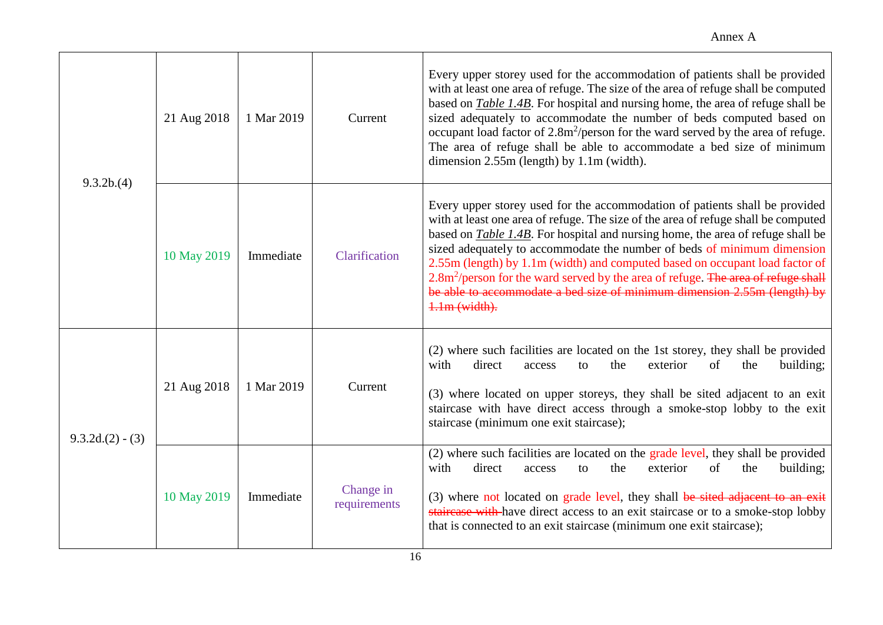Annex A

| | | | | |
|---|---|---|---|---|
| 9.3.2b.(4) | 21 Aug 2018 | 1 Mar 2019 | Current | Every upper storey used for the accommodation of patients shall be provided with at least one area of refuge. The size of the area of refuge shall be computed based on ***Table 1.4B***. For hospital and nursing home, the area of refuge shall be sized adequately to accommodate the number of beds computed based on occupant load factor of 2.8m$^2$/person for the ward served by the area of refuge. The area of refuge shall be able to accommodate a bed size of minimum dimension 2.55m (length) by 1.1m (width). |
| | 10 May 2019 | Immediate | Clarification | Every upper storey used for the accommodation of patients shall be provided with at least one area of refuge. The size of the area of refuge shall be computed based on ***Table 1.4B***. For hospital and nursing home, the area of refuge shall be sized adequately to accommodate the number of beds of minimum dimension 2.55m (length) by 1.1m (width) and computed based on occupant load factor of 2.8m$^2$/person for the ward served by the area of refuge. ~~The area of refuge shall be able to accommodate a bed size of minimum dimension 2.55m (length) by 1.1m (width).~~ |
| 9.3.2d.(2) - (3) | 21 Aug 2018 | 1 Mar 2019 | Current | (2) where such facilities are located on the 1st storey, they shall be provided with direct access to the exterior of the building;<br><br>(3) where located on upper storeys, they shall be sited adjacent to an exit staircase with have direct access through a smoke-stop lobby to the exit staircase (minimum one exit staircase); |
| | 10 May 2019 | Immediate | Change in requirements | (2) where such facilities are located on the grade level, they shall be provided with direct access to the exterior of the building;<br><br>(3) where not located on grade level, they shall ~~be sited adjacent to an exit staircase with~~ have direct access to an exit staircase or to a smoke-stop lobby that is connected to an exit staircase (minimum one exit staircase); |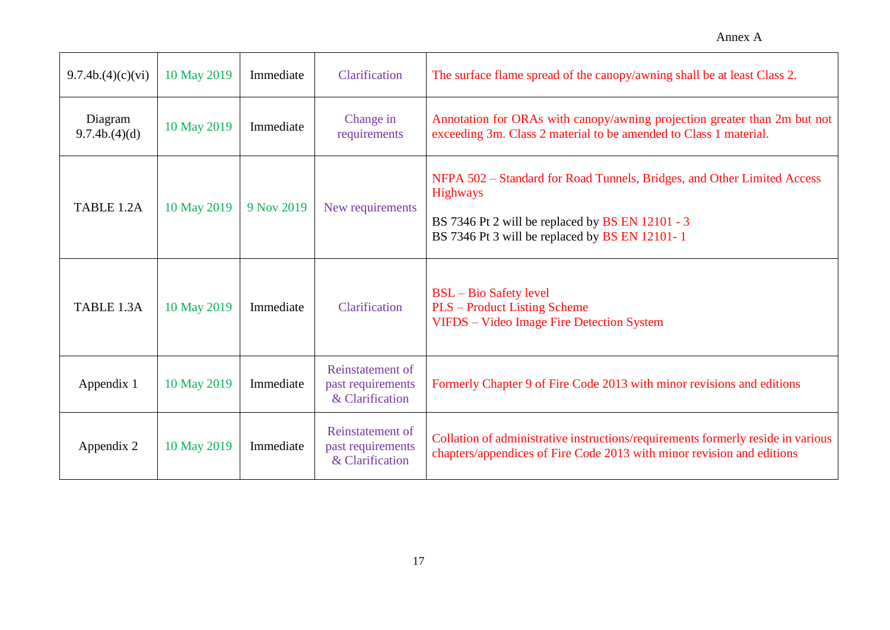Annex A

| | | | | |
|---|---|---|---|---|
| 9.7.4b.(4)(c)(vi) | 10 May 2019 | Immediate | Clarification | The surface flame spread of the canopy/awning shall be at least Class 2. |
| Diagram 9.7.4b.(4)(d) | 10 May 2019 | Immediate | Change in requirements | Annotation for ORAs with canopy/awning projection greater than 2m but not exceeding 3m. Class 2 material to be amended to Class 1 material. |
| TABLE 1.2A | 10 May 2019 | 9 Nov 2019 | New requirements | NFPA 502 – Standard for Road Tunnels, Bridges, and Other Limited Access Highways<br><br>BS 7346 Pt 2 will be replaced by BS EN 12101 - 3<br>BS 7346 Pt 3 will be replaced by BS EN 12101- 1 |
| TABLE 1.3A | 10 May 2019 | Immediate | Clarification | BSL – Bio Safety level<br>PLS – Product Listing Scheme<br>VIFDS – Video Image Fire Detection System |
| Appendix 1 | 10 May 2019 | Immediate | Reinstatement of past requirements & Clarification | Formerly Chapter 9 of Fire Code 2013 with minor revisions and editions |
| Appendix 2 | 10 May 2019 | Immediate | Reinstatement of past requirements & Clarification | Collation of administrative instructions/requirements formerly reside in various chapters/appendices of Fire Code 2013 with minor revision and editions |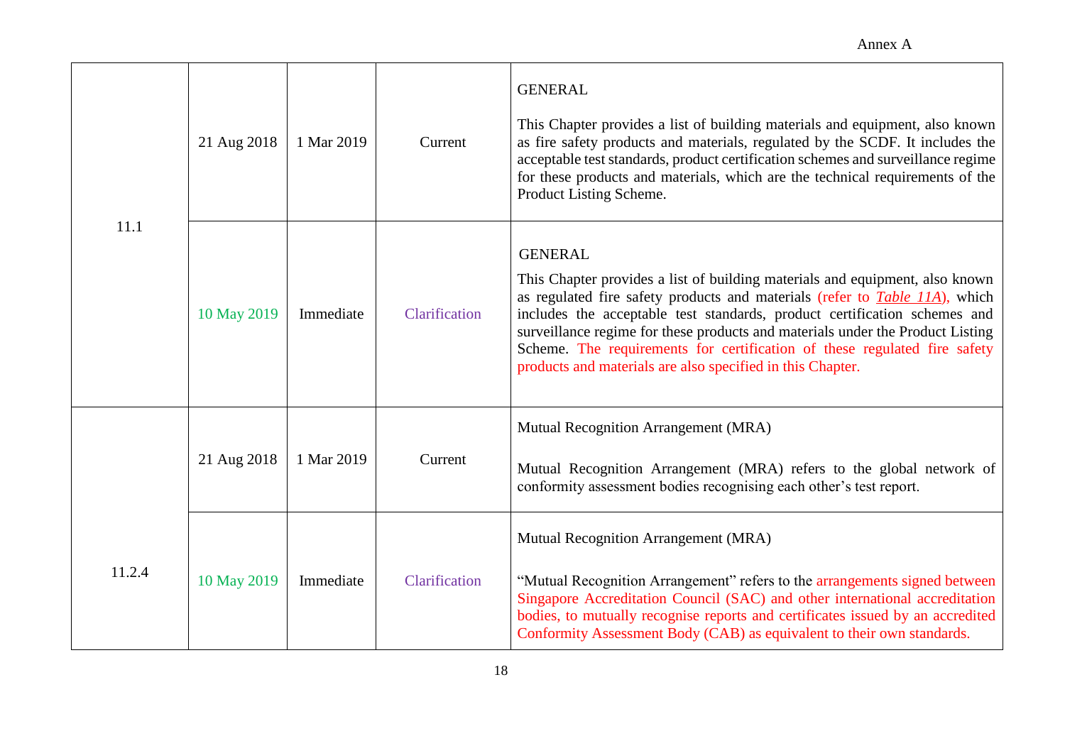| | | | | |
|---|---|---|---|---|
| 11.1 | 21 Aug 2018 | 1 Mar 2019 | Current | GENERAL<br><br>This Chapter provides a list of building materials and equipment, also known as fire safety products and materials, regulated by the SCDF. It includes the acceptable test standards, product certification schemes and surveillance regime for these products and materials, which are the technical requirements of the Product Listing Scheme. |
| | 10 May 2019 | Immediate | Clarification | GENERAL<br><br>This Chapter provides a list of building materials and equipment, also known as regulated fire safety products and materials (refer to ***Table 11A***), which includes the acceptable test standards, product certification schemes and surveillance regime for these products and materials under the Product Listing Scheme. The requirements for certification of these regulated fire safety products and materials are also specified in this Chapter. |
| 11.2.4 | 21 Aug 2018 | 1 Mar 2019 | Current | Mutual Recognition Arrangement (MRA)<br><br>Mutual Recognition Arrangement (MRA) refers to the global network of conformity assessment bodies recognising each other's test report. |
| | 10 May 2019 | Immediate | Clarification | Mutual Recognition Arrangement (MRA)<br><br>"Mutual Recognition Arrangement" refers to the arrangements signed between Singapore Accreditation Council (SAC) and other international accreditation bodies, to mutually recognise reports and certificates issued by an accredited Conformity Assessment Body (CAB) as equivalent to their own standards. |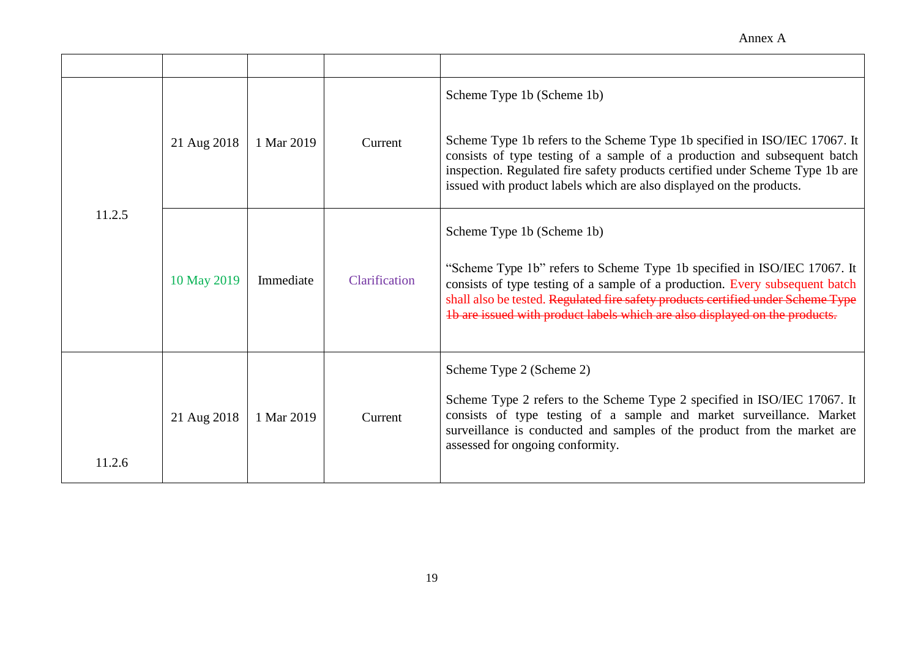| | | | | |
|---|---|---|---|---|
| 11.2.5 | 21 Aug 2018 | 1 Mar 2019 | Current | Scheme Type 1b (Scheme 1b)<br><br>Scheme Type 1b refers to the Scheme Type 1b specified in ISO/IEC 17067. It consists of type testing of a sample of a production and subsequent batch inspection. Regulated fire safety products certified under Scheme Type 1b are issued with product labels which are also displayed on the products. |
| | 10 May 2019 | Immediate | Clarification | Scheme Type 1b (Scheme 1b)<br><br>"Scheme Type 1b" refers to Scheme Type 1b specified in ISO/IEC 17067. It consists of type testing of a sample of a production. Every subsequent batch shall also be tested. ~~Regulated fire safety products certified under Scheme Type 1b are issued with product labels which are also displayed on the products.~~ |
| 11.2.6 | 21 Aug 2018 | 1 Mar 2019 | Current | Scheme Type 2 (Scheme 2)<br><br>Scheme Type 2 refers to the Scheme Type 2 specified in ISO/IEC 17067. It consists of type testing of a sample and market surveillance. Market surveillance is conducted and samples of the product from the market are assessed for ongoing conformity. |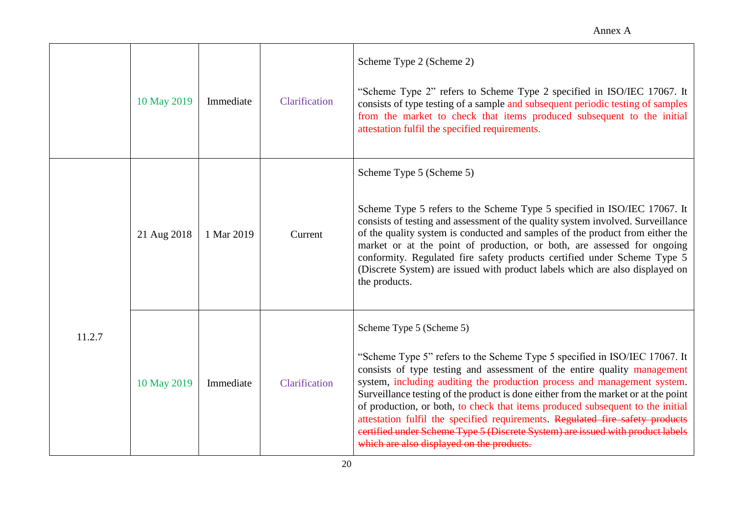| | | | | |
|---|---|---|---|---|
| | 10 May 2019 | Immediate | Clarification | Scheme Type 2 (Scheme 2)<br><br>"Scheme Type 2" refers to Scheme Type 2 specified in ISO/IEC 17067. It consists of type testing of a sample and subsequent periodic testing of samples from the market to check that items produced subsequent to the initial attestation fulfil the specified requirements. |
| 11.2.7 | 21 Aug 2018 | 1 Mar 2019 | Current | Scheme Type 5 (Scheme 5)<br><br>Scheme Type 5 refers to the Scheme Type 5 specified in ISO/IEC 17067. It consists of testing and assessment of the quality system involved. Surveillance of the quality system is conducted and samples of the product from either the market or at the point of production, or both, are assessed for ongoing conformity. Regulated fire safety products certified under Scheme Type 5 (Discrete System) are issued with product labels which are also displayed on the products. |
| | 10 May 2019 | Immediate | Clarification | Scheme Type 5 (Scheme 5)<br><br>"Scheme Type 5" refers to the Scheme Type 5 specified in ISO/IEC 17067. It consists of type testing and assessment of the entire quality management system, including auditing the production process and management system. Surveillance testing of the product is done either from the market or at the point of production, or both, to check that items produced subsequent to the initial attestation fulfil the specified requirements. ~~Regulated fire safety products certified under Scheme Type 5 (Discrete System) are issued with product labels which are also displayed on the products.~~ |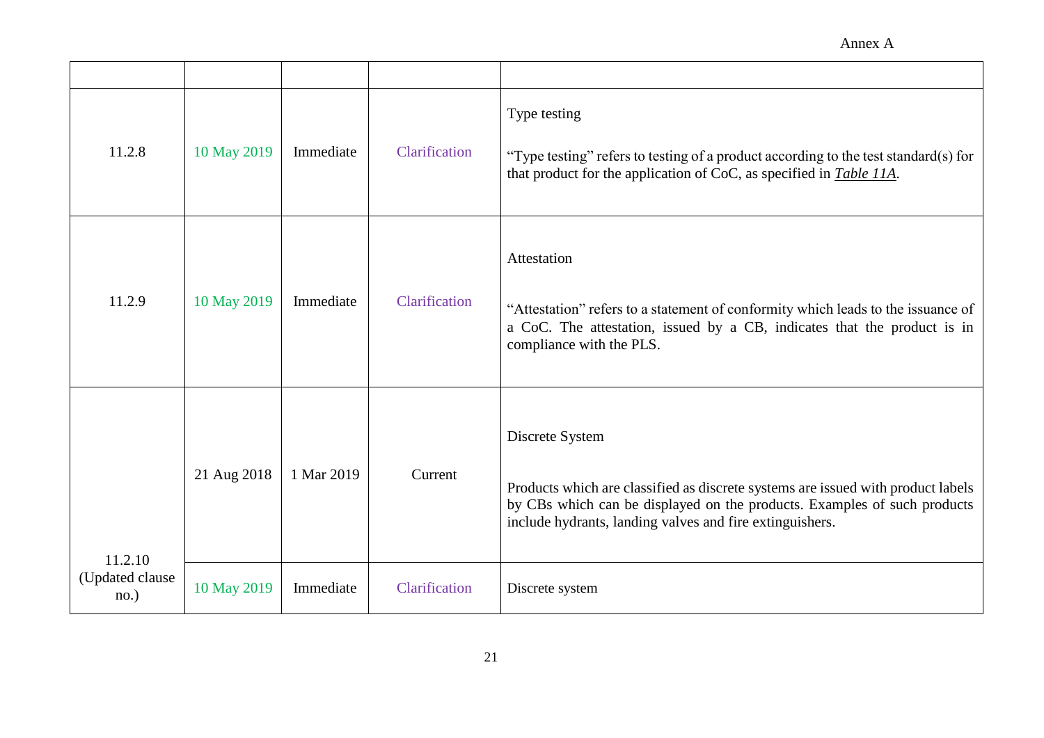Annex A

| | | | | |
|---|---|---|---|---|
| 11.2.8 | 10 May 2019 | Immediate | Clarification | Type testing<br><br>"Type testing" refers to testing of a product according to the test standard(s) for that product for the application of CoC, as specified in ***Table 11A***. |
| 11.2.9 | 10 May 2019 | Immediate | Clarification | Attestation<br><br>"Attestation" refers to a statement of conformity which leads to the issuance of a CoC. The attestation, issued by a CB, indicates that the product is in compliance with the PLS. |
| 11.2.10 (Updated clause no.) | 21 Aug 2018 | 1 Mar 2019 | Current | Discrete System<br><br>Products which are classified as discrete systems are issued with product labels by CBs which can be displayed on the products. Examples of such products include hydrants, landing valves and fire extinguishers. |
| | 10 May 2019 | Immediate | Clarification | Discrete system |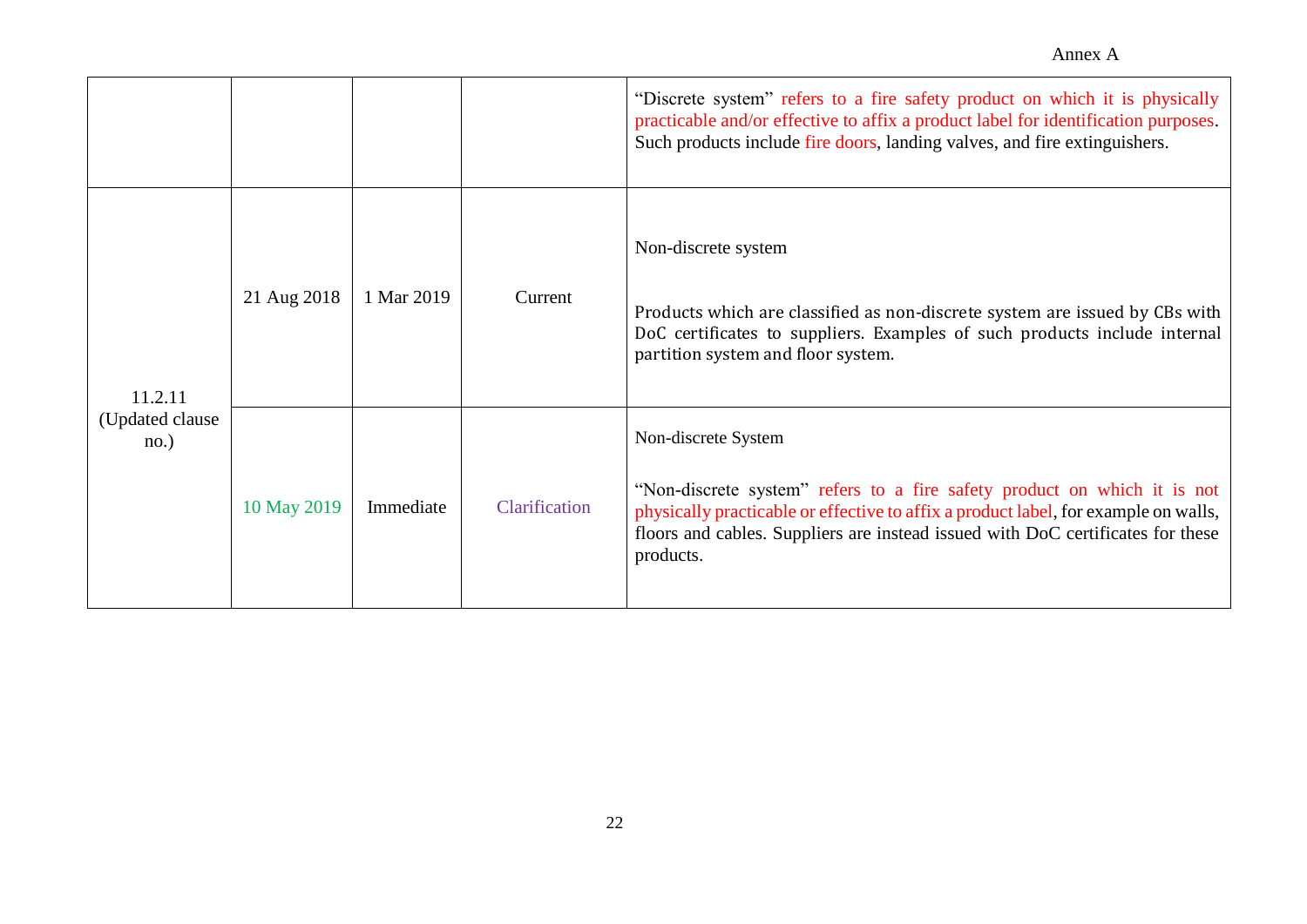Annex A

| | | | | |
|---|---|---|---|---|
| | | | | "Discrete system" refers to a fire safety product on which it is physically practicable and/or effective to affix a product label for identification purposes. Such products include fire doors, landing valves, and fire extinguishers. |
| 11.2.11 (Updated clause no.) | 21 Aug 2018 | 1 Mar 2019 | Current | Non-discrete system<br><br>Products which are classified as non-discrete system are issued by CBs with DoC certificates to suppliers. Examples of such products include internal partition system and floor system. |
| | 10 May 2019 | Immediate | Clarification | Non-discrete System<br><br>"Non-discrete system" refers to a fire safety product on which it is not physically practicable or effective to affix a product label, for example on walls, floors and cables. Suppliers are instead issued with DoC certificates for these products. |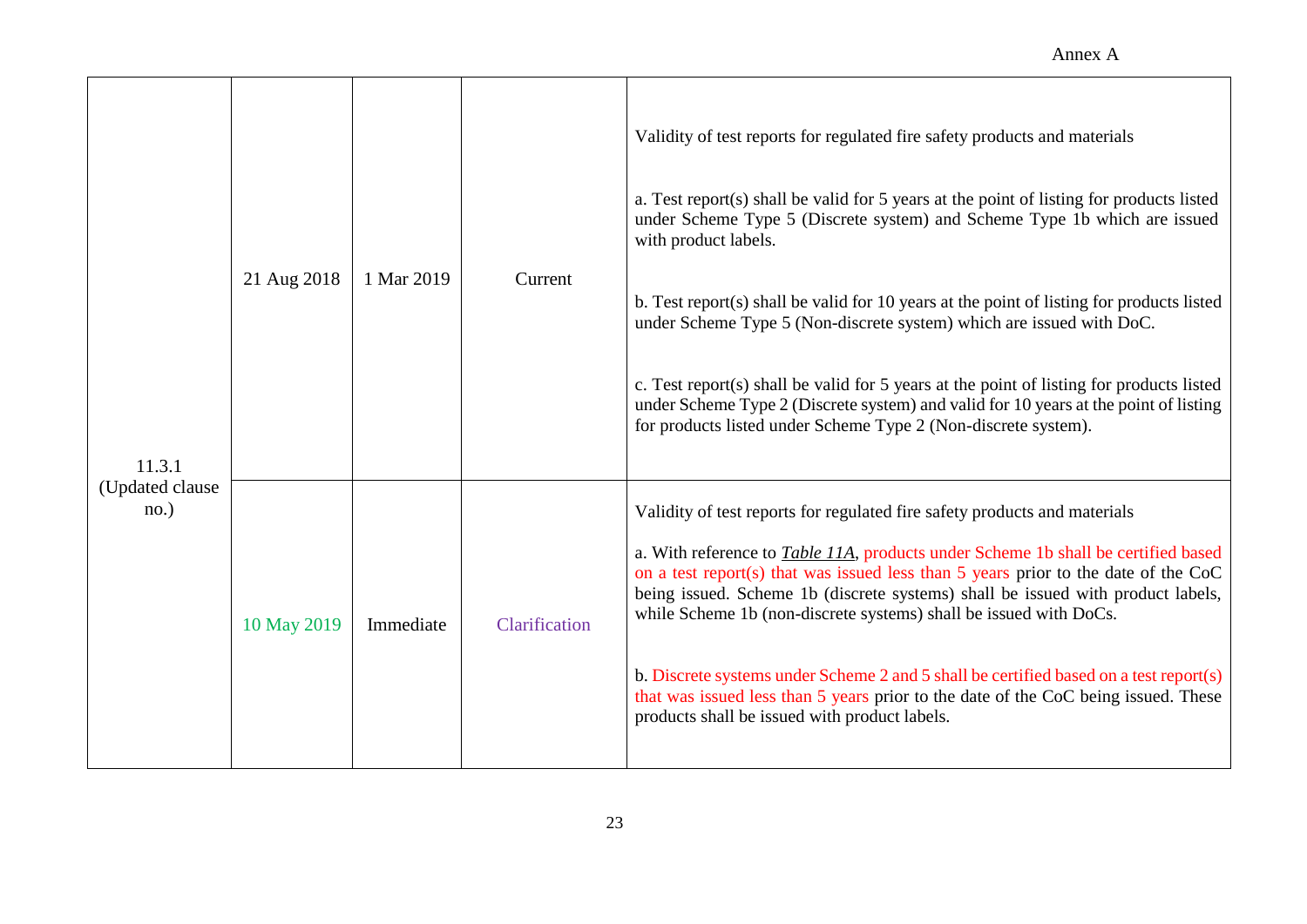| | | | | |
|---|---|---|---|---|
| 11.3.1 (Updated clause no.) | 21 Aug 2018 | 1 Mar 2019 | Current | Validity of test reports for regulated fire safety products and materials<br><br>a. Test report(s) shall be valid for 5 years at the point of listing for products listed under Scheme Type 5 (Discrete system) and Scheme Type 1b which are issued with product labels.<br><br>b. Test report(s) shall be valid for 10 years at the point of listing for products listed under Scheme Type 5 (Non-discrete system) which are issued with DoC.<br><br>c. Test report(s) shall be valid for 5 years at the point of listing for products listed under Scheme Type 2 (Discrete system) and valid for 10 years at the point of listing for products listed under Scheme Type 2 (Non-discrete system). |
| | 10 May 2019 | Immediate | Clarification | Validity of test reports for regulated fire safety products and materials<br><br>a. With reference to ***Table 11A***, products under Scheme 1b shall be certified based on a test report(s) that was issued less than 5 years prior to the date of the CoC being issued. Scheme 1b (discrete systems) shall be issued with product labels, while Scheme 1b (non-discrete systems) shall be issued with DoCs.<br><br>b. Discrete systems under Scheme 2 and 5 shall be certified based on a test report(s) that was issued less than 5 years prior to the date of the CoC being issued. These products shall be issued with product labels. |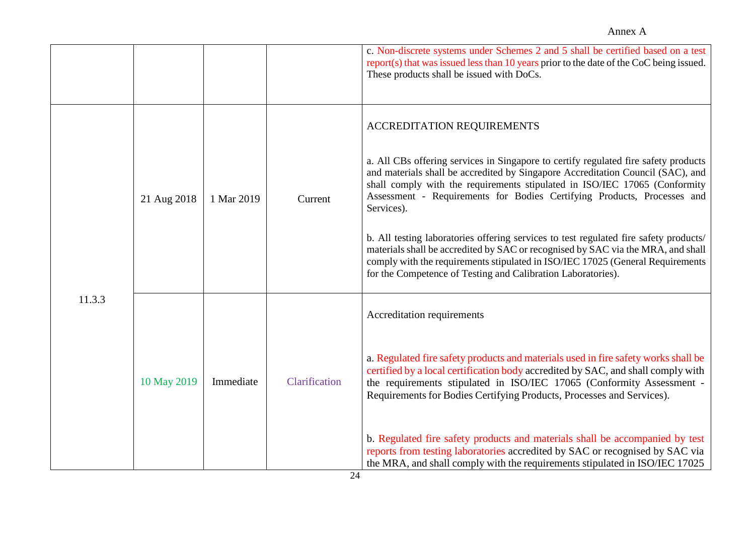Annex A

| | | | | |
|---|---|---|---|---|
| | | | | c. Non-discrete systems under Schemes 2 and 5 shall be certified based on a test report(s) that was issued less than 10 years prior to the date of the CoC being issued. These products shall be issued with DoCs. |
| 11.3.3 | 21 Aug 2018 | 1 Mar 2019 | Current | ACCREDITATION REQUIREMENTS<br><br>a. All CBs offering services in Singapore to certify regulated fire safety products and materials shall be accredited by Singapore Accreditation Council (SAC), and shall comply with the requirements stipulated in ISO/IEC 17065 (Conformity Assessment - Requirements for Bodies Certifying Products, Processes and Services).<br><br>b. All testing laboratories offering services to test regulated fire safety products/ materials shall be accredited by SAC or recognised by SAC via the MRA, and shall comply with the requirements stipulated in ISO/IEC 17025 (General Requirements for the Competence of Testing and Calibration Laboratories). |
| | 10 May 2019 | Immediate | Clarification | Accreditation requirements<br><br>a. Regulated fire safety products and materials used in fire safety works shall be certified by a local certification body accredited by SAC, and shall comply with the requirements stipulated in ISO/IEC 17065 (Conformity Assessment - Requirements for Bodies Certifying Products, Processes and Services).<br><br>b. Regulated fire safety products and materials shall be accompanied by test reports from testing laboratories accredited by SAC or recognised by SAC via the MRA, and shall comply with the requirements stipulated in ISO/IEC 17025 |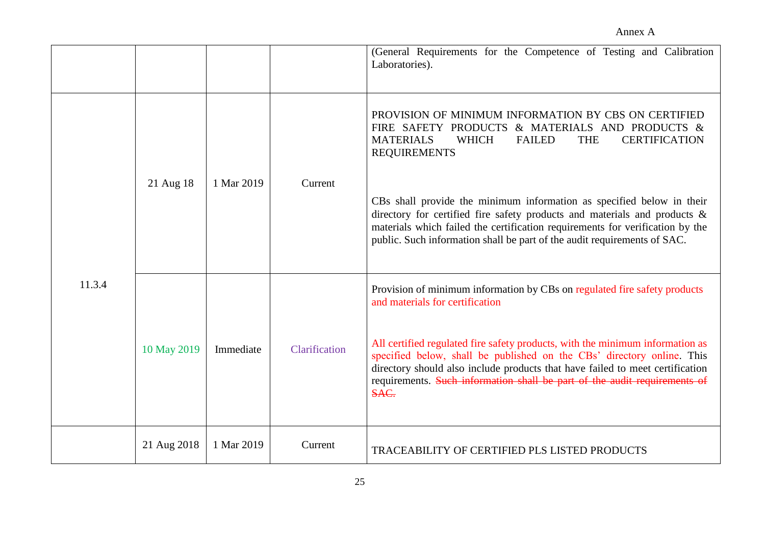| | | | | (General Requirements for the Competence of Testing and Calibration Laboratories). |
|---|---|---|---|---|
| 11.3.4 | 21 Aug 18 | 1 Mar 2019 | Current | PROVISION OF MINIMUM INFORMATION BY CBS ON CERTIFIED FIRE SAFETY PRODUCTS & MATERIALS AND PRODUCTS & MATERIALS WHICH FAILED THE CERTIFICATION REQUIREMENTS<br><br>CBs shall provide the minimum information as specified below in their directory for certified fire safety products and materials and products & materials which failed the certification requirements for verification by the public. Such information shall be part of the audit requirements of SAC. |
| | 10 May 2019 | Immediate | Clarification | Provision of minimum information by CBs on regulated fire safety products and materials for certification<br><br>All certified regulated fire safety products, with the minimum information as specified below, shall be published on the CBs' directory online. This directory should also include products that have failed to meet certification requirements. ~~Such information shall be part of the audit requirements of SAC.~~ |
| | 21 Aug 2018 | 1 Mar 2019 | Current | TRACEABILITY OF CERTIFIED PLS LISTED PRODUCTS |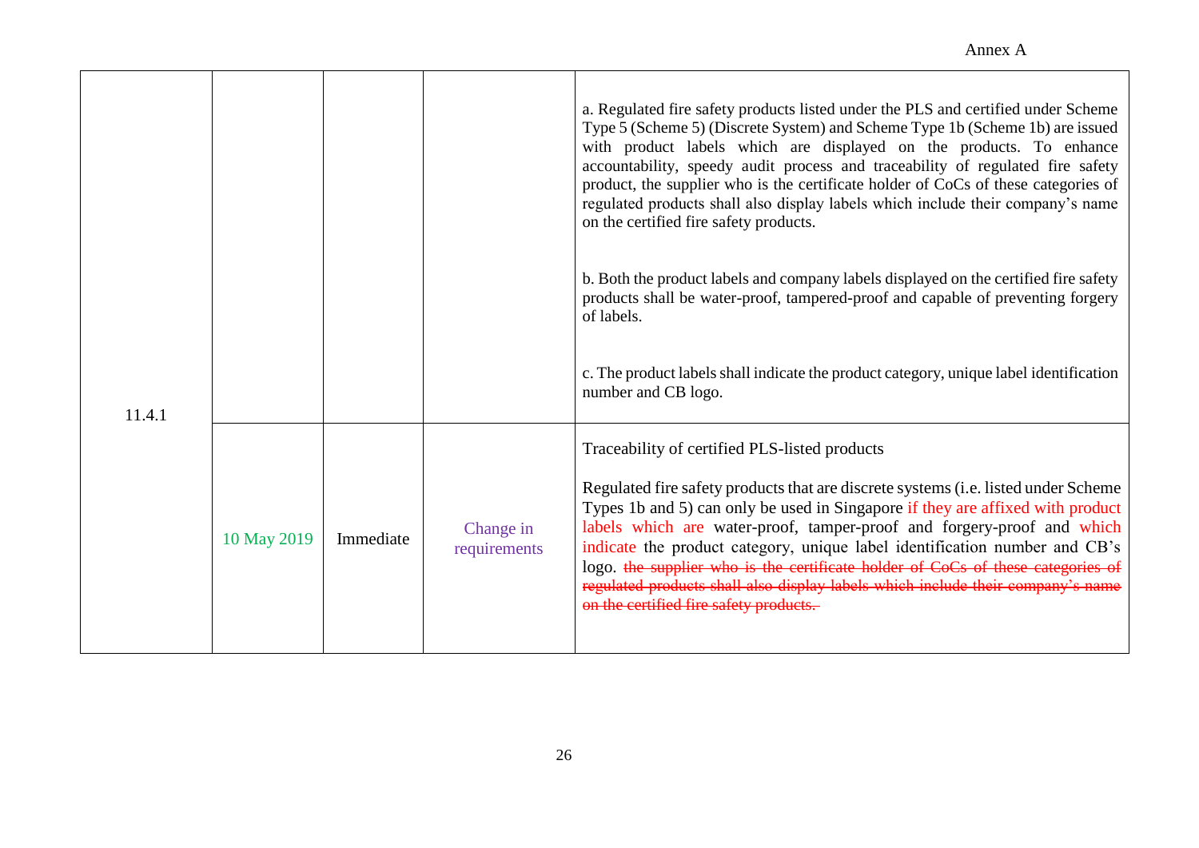Annex A

| | | | | |
|---|---|---|---|---|
| 11.4.1 | | | | a. Regulated fire safety products listed under the PLS and certified under Scheme Type 5 (Scheme 5) (Discrete System) and Scheme Type 1b (Scheme 1b) are issued with product labels which are displayed on the products. To enhance accountability, speedy audit process and traceability of regulated fire safety product, the supplier who is the certificate holder of CoCs of these categories of regulated products shall also display labels which include their company's name on the certified fire safety products.<br><br>b. Both the product labels and company labels displayed on the certified fire safety products shall be water-proof, tampered-proof and capable of preventing forgery of labels.<br><br>c. The product labels shall indicate the product category, unique label identification number and CB logo. |
| | 10 May 2019 | Immediate | Change in requirements | Traceability of certified PLS-listed products<br><br>Regulated fire safety products that are discrete systems (i.e. listed under Scheme Types 1b and 5) can only be used in Singapore if they are affixed with product labels which are water-proof, tamper-proof and forgery-proof and which indicate the product category, unique label identification number and CB's logo. ~~the supplier who is the certificate holder of CoCs of these categories of regulated products shall also display labels which include their company's name on the certified fire safety products.~~ |